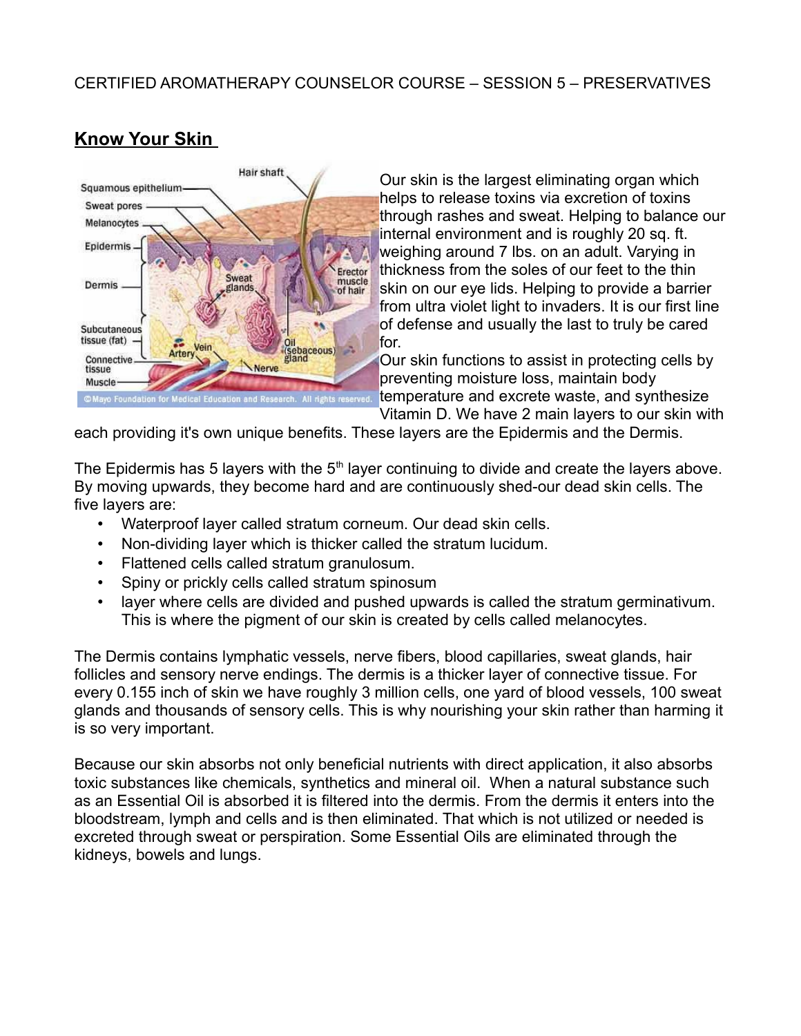CERTIFIED AROMATHERAPY COUNSELOR COURSE – SESSION 5 – PRESERVATIVES

## Know Your Skin

Our skin is the largest eliminating organ which helps to release toxins via excretion of toxins through rashes and sweat. Helping to balance our internal environment and is roughly 20 sq. ft. weighing around 7 lbs. on an adult. Varying in thickness from the soles of our feet to the thin skin on our eye lids. Helping to provide a barrier from ultra violet light to invaders. It is our first line of defense and usually the last to truly be cared for.

Our skin functions to assist in protecting cells by preventing moisture loss, maintain body temperature and excrete waste, and synthesize Vitamin D. We have 2 main layers to our skin with each providing it's own unique benefits. These layers are the Epidermis and the Dermis.

The Epidermis has 5 layers with the 5th layer continuing to divide and create the layers above. By moving upwards, they become hard and are continuously shed-our dead skin cells. The five layers are:

- Waterproof layer called stratum corneum. Our dead skin cells.
- Non-dividing layer which is thicker called the stratum lucidum.
- Flattened cells called stratum granulosum.
- Spiny or prickly cells called stratum spinosum
- layer where cells are divided and pushed upwards is called the stratum germinativum. This is where the pigment of our skin is created by cells called melanocytes.

The Dermis contains lymphatic vessels, nerve fibers, blood capillaries, sweat glands, hair follicles and sensory nerve endings. The dermis is a thicker layer of connective tissue. For every 0.155 inch of skin we have roughly 3 million cells, one yard of blood vessels, 100 sweat glands and thousands of sensory cells. This is why nourishing your skin rather than harming it is so very important.

Because our skin absorbs not only beneficial nutrients with direct application, it also absorbs toxic substances like chemicals, synthetics and mineral oil. When a natural substance such as an Essential Oil is absorbed it is filtered into the dermis. From the dermis it enters into the bloodstream, lymph and cells and is then eliminated. That which is not utilized or needed is excreted through sweat or perspiration. Some Essential Oils are eliminated through the kidneys, bowels and lungs.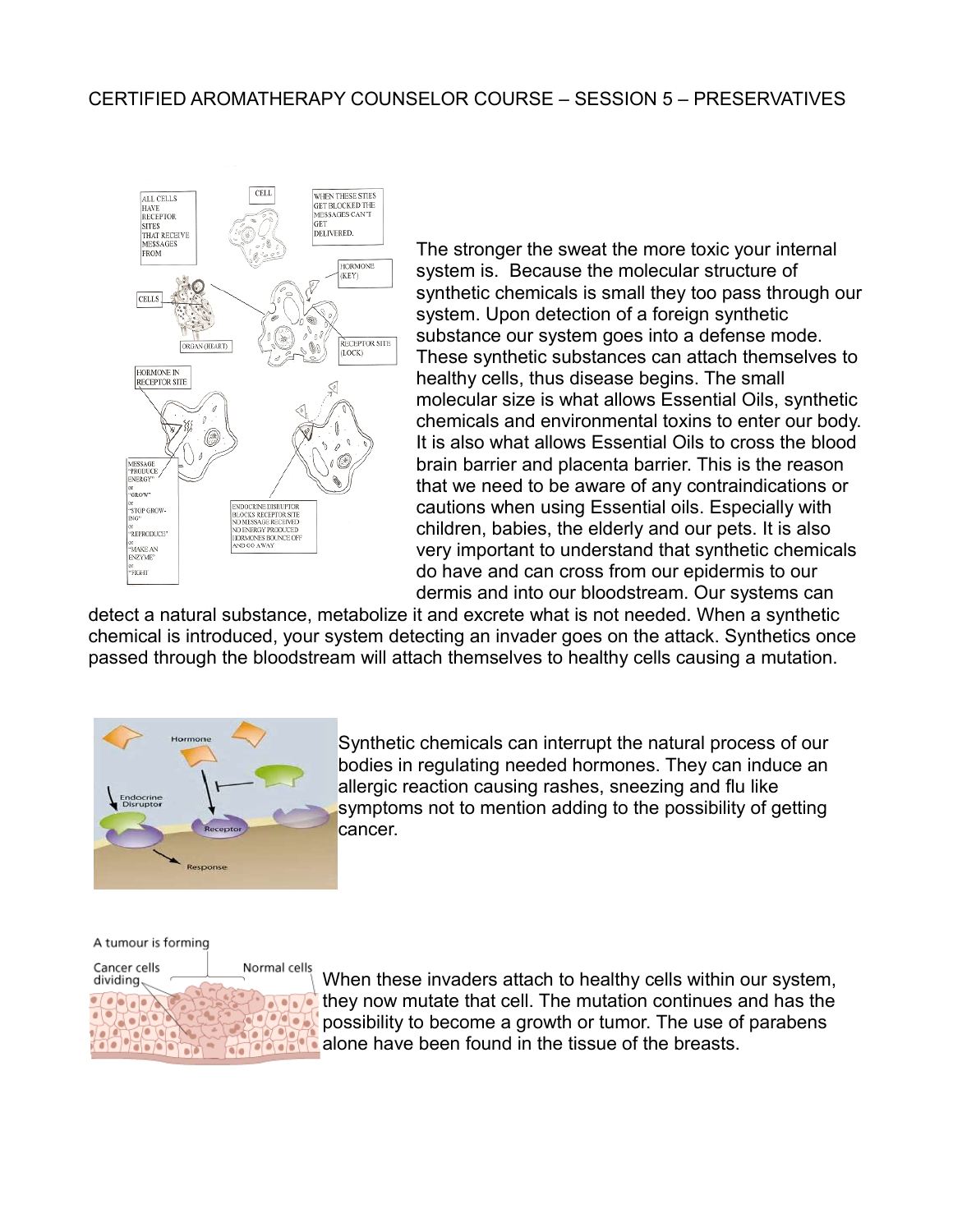CERTIFIED AROMATHERAPY COUNSELOR COURSE – SESSION 5 – PRESERVATIVES

The stronger the sweat the more toxic your internal system is. Because the molecular structure of synthetic chemicals is small they too pass through our system. Upon detection of a foreign synthetic substance our system goes into a defense mode. These synthetic substances can attach themselves to healthy cells, thus disease begins. The small molecular size is what allows Essential Oils, synthetic chemicals and environmental toxins to enter our body. It is also what allows Essential Oils to cross the blood brain barrier and placenta barrier. This is the reason that we need to be aware of any contraindications or cautions when using Essential oils. Especially with children, babies, the elderly and our pets. It is also very important to understand that synthetic chemicals do have and can cross from our epidermis to our dermis and into our bloodstream. Our systems can detect a natural substance, metabolize it and excrete what is not needed. When a synthetic chemical is introduced, your system detecting an invader goes on the attack. Synthetics once passed through the bloodstream will attach themselves to healthy cells causing a mutation.

Synthetic chemicals can interrupt the natural process of our bodies in regulating needed hormones. They can induce an allergic reaction causing rashes, sneezing and flu like symptoms not to mention adding to the possibility of getting cancer.

When these invaders attach to healthy cells within our system, they now mutate that cell. The mutation continues and has the possibility to become a growth or tumor. The use of parabens alone have been found in the tissue of the breasts.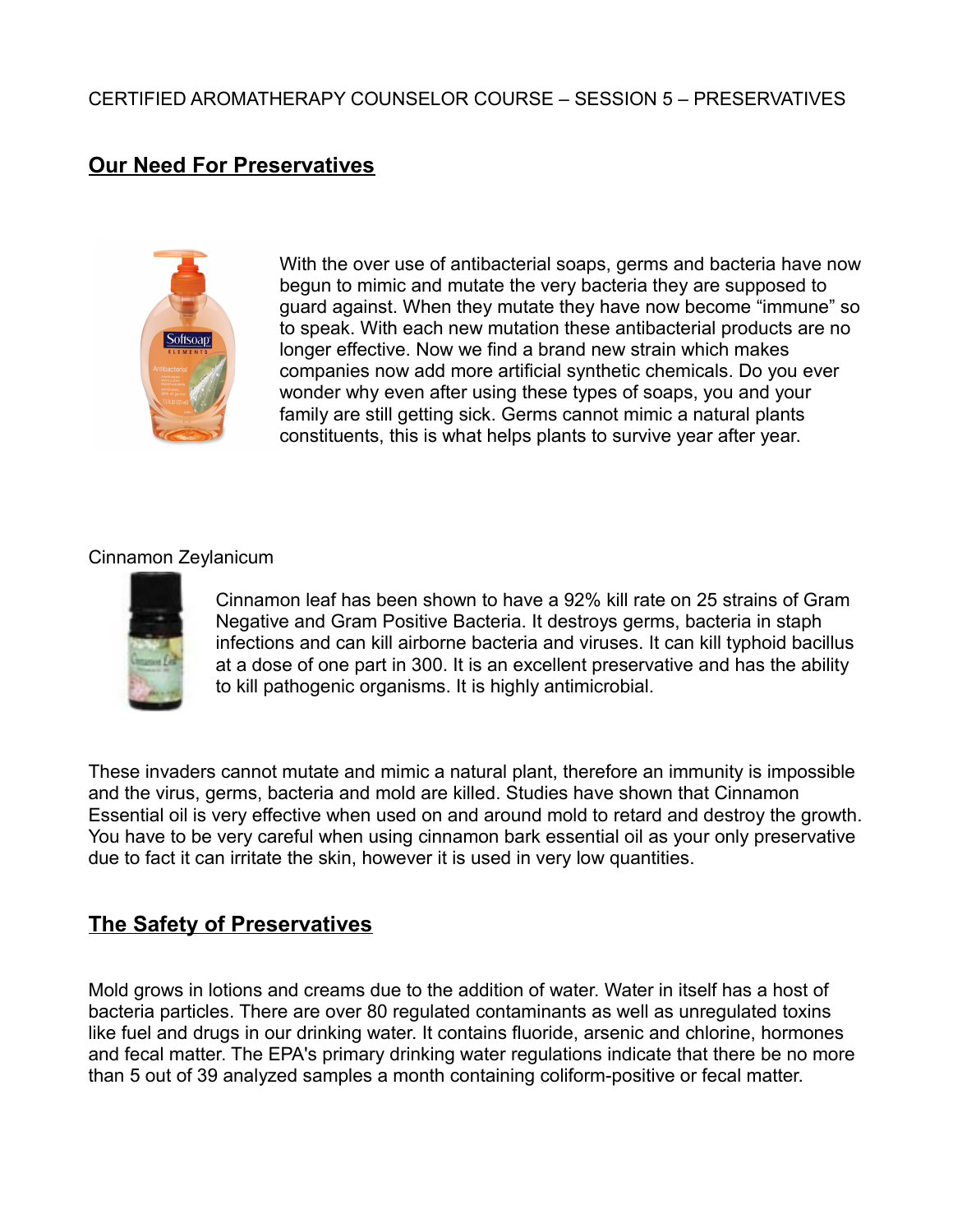CERTIFIED AROMATHERAPY COUNSELOR COURSE – SESSION 5 – PRESERVATIVES

## Our Need For Preservatives

With the over use of antibacterial soaps, germs and bacteria have now begun to mimic and mutate the very bacteria they are supposed to guard against. When they mutate they have now become "immune" so to speak. With each new mutation these antibacterial products are no longer effective. Now we find a brand new strain which makes companies now add more artificial synthetic chemicals. Do you ever wonder why even after using these types of soaps, you and your family are still getting sick. Germs cannot mimic a natural plants constituents, this is what helps plants to survive year after year.

Cinnamon Zeylanicum

Cinnamon leaf has been shown to have a 92% kill rate on 25 strains of Gram Negative and Gram Positive Bacteria. It destroys germs, bacteria in staph infections and can kill airborne bacteria and viruses. It can kill typhoid bacillus at a dose of one part in 300. It is an excellent preservative and has the ability to kill pathogenic organisms. It is highly antimicrobial.

These invaders cannot mutate and mimic a natural plant, therefore an immunity is impossible and the virus, germs, bacteria and mold are killed. Studies have shown that Cinnamon Essential oil is very effective when used on and around mold to retard and destroy the growth. You have to be very careful when using cinnamon bark essential oil as your only preservative due to fact it can irritate the skin, however it is used in very low quantities.

## The Safety of Preservatives

Mold grows in lotions and creams due to the addition of water. Water in itself has a host of bacteria particles. There are over 80 regulated contaminants as well as unregulated toxins like fuel and drugs in our drinking water. It contains fluoride, arsenic and chlorine, hormones and fecal matter. The EPA's primary drinking water regulations indicate that there be no more than 5 out of 39 analyzed samples a month containing coliform-positive or fecal matter.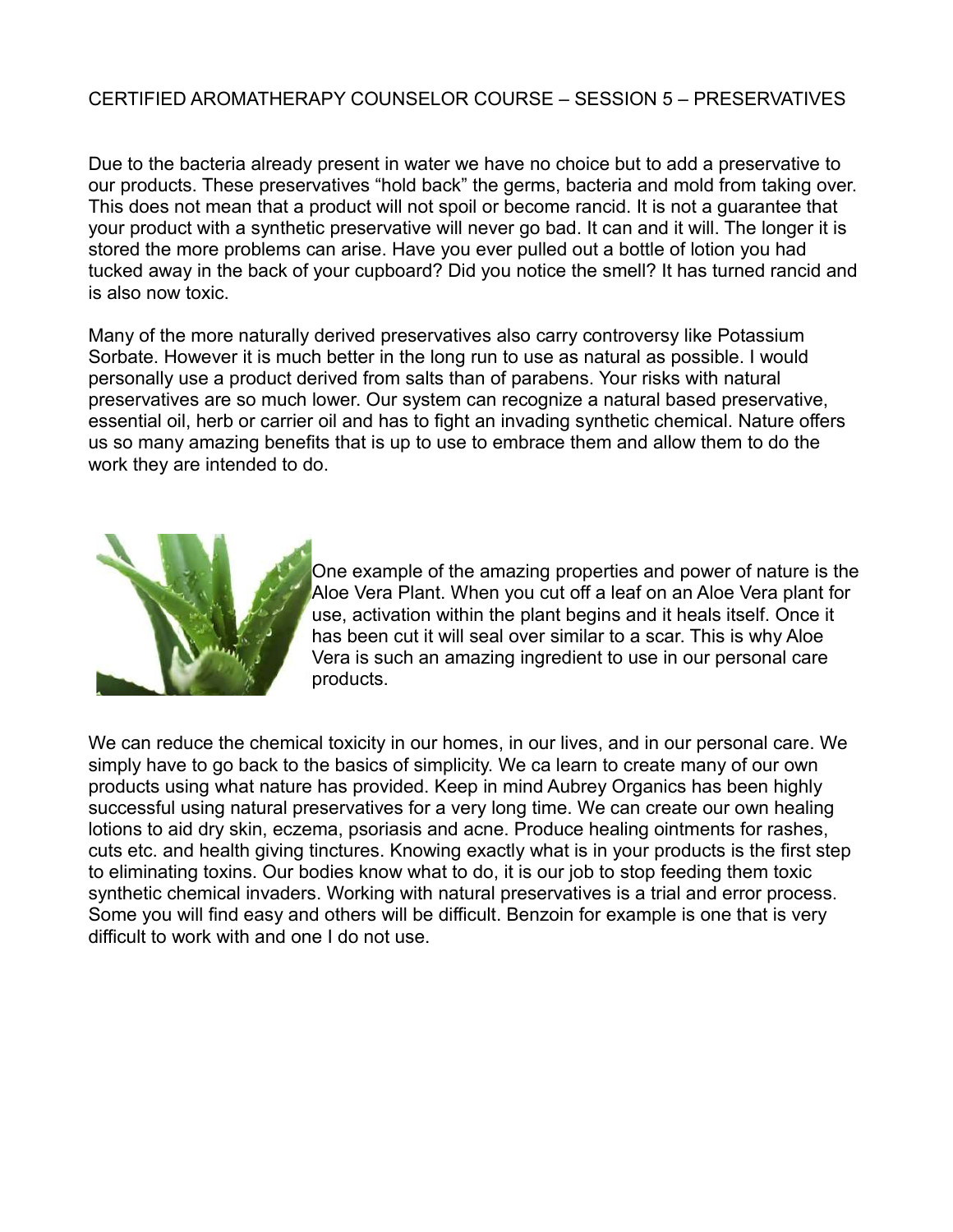CERTIFIED AROMATHERAPY COUNSELOR COURSE – SESSION 5 – PRESERVATIVES

Due to the bacteria already present in water we have no choice but to add a preservative to our products. These preservatives "hold back" the germs, bacteria and mold from taking over. This does not mean that a product will not spoil or become rancid. It is not a guarantee that your product with a synthetic preservative will never go bad. It can and it will. The longer it is stored the more problems can arise. Have you ever pulled out a bottle of lotion you had tucked away in the back of your cupboard? Did you notice the smell? It has turned rancid and is also now toxic.

Many of the more naturally derived preservatives also carry controversy like Potassium Sorbate. However it is much better in the long run to use as natural as possible. I would personally use a product derived from salts than of parabens. Your risks with natural preservatives are so much lower. Our system can recognize a natural based preservative, essential oil, herb or carrier oil and has to fight an invading synthetic chemical. Nature offers us so many amazing benefits that is up to use to embrace them and allow them to do the work they are intended to do.

One example of the amazing properties and power of nature is the Aloe Vera Plant. When you cut off a leaf on an Aloe Vera plant for use, activation within the plant begins and it heals itself. Once it has been cut it will seal over similar to a scar. This is why Aloe Vera is such an amazing ingredient to use in our personal care products.

We can reduce the chemical toxicity in our homes, in our lives, and in our personal care. We simply have to go back to the basics of simplicity. We ca learn to create many of our own products using what nature has provided. Keep in mind Aubrey Organics has been highly successful using natural preservatives for a very long time. We can create our own healing lotions to aid dry skin, eczema, psoriasis and acne. Produce healing ointments for rashes, cuts etc. and health giving tinctures. Knowing exactly what is in your products is the first step to eliminating toxins. Our bodies know what to do, it is our job to stop feeding them toxic synthetic chemical invaders. Working with natural preservatives is a trial and error process. Some you will find easy and others will be difficult. Benzoin for example is one that is very difficult to work with and one I do not use.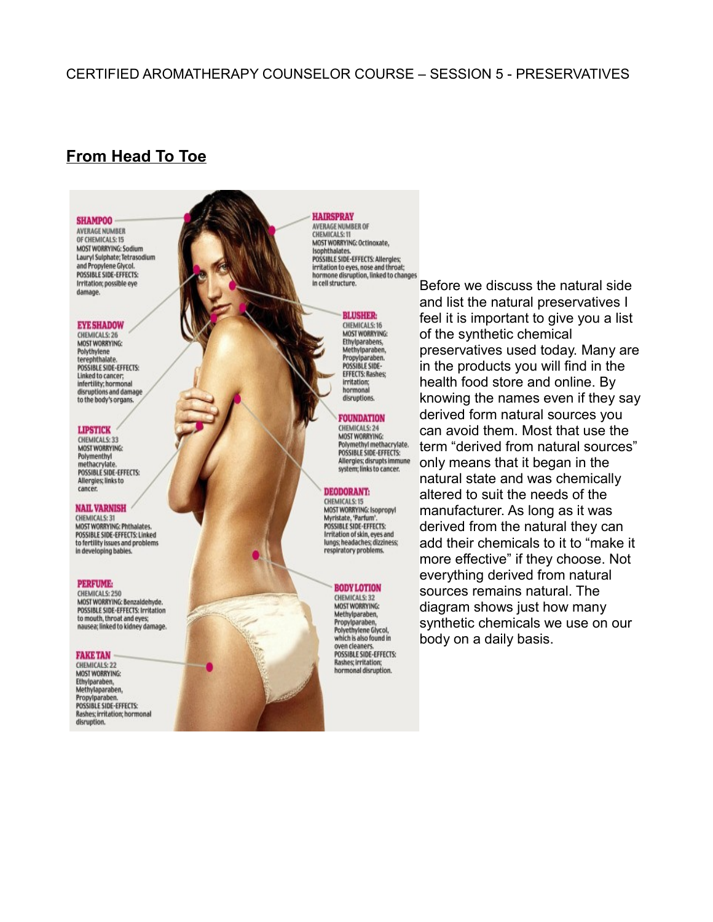## From Head To Toe

**SHAMPOO**
AVERAGE NUMBER OF CHEMICALS: 15
MOST WORRYING: Sodium Lauryl Sulphate; Tetrasodium and Propylene Glycol.
POSSIBLE SIDE-EFFECTS: Irritation; possible eye damage.

**HAIRSPRAY**
AVERAGE NUMBER OF CHEMICALS: 11
MOST WORRYING: Octinoxate, Isophthalates.
POSSIBLE SIDE-EFFECTS: Allergies; irritation to eyes, nose and throat; hormone disruption, linked to changes in cell structure.

**EYE SHADOW**
CHEMICALS: 26
MOST WORRYING: Polythylene terephthalate.
POSSIBLE SIDE-EFFECTS: Linked to cancer; infertility; hormonal disruptions and damage to the body's organs.

**BLUSHER:**
CHEMICALS: 16
MOST WORRYING: Ethylparabens, Methylparaben, Propylparaben.
POSSIBLE SIDE-EFFECTS: Rashes; irritation; hormonal disruptions.

**FOUNDATION**
CHEMICALS: 24
MOST WORRYING: Polymethyl methacrylate.
POSSIBLE SIDE-EFFECTS: Allergies; disrupts immune system; links to cancer.

**LIPSTICK**
CHEMICALS: 33
MOST WORRYING: Polymenthyl methacrylate.
POSSIBLE SIDE-EFFECTS: Allergies; links to cancer.

**DEODORANT:**
CHEMICALS: 15
MOST WORRYING: Isopropyl Myristate, 'Parfum'.
POSSIBLE SIDE-EFFECTS: Irritation of skin, eyes and lungs; headaches; dizziness; respiratory problems.

**NAIL VARNISH**
CHEMICALS: 31
MOST WORRYING: Phthalates.
POSSIBLE SIDE-EFFECTS: Linked to fertility issues and problems in developing babies.

**PERFUME:**
CHEMICALS: 250
MOST WORRYING: Benzaldehyde.
POSSIBLE SIDE-EFFECTS: Irritation to mouth, throat and eyes; nausea; linked to kidney damage.

**BODY LOTION**
CHEMICALS: 32
MOST WORRYING: Methylparaben, Propylparaben, Polyethylene Glycol, which is also found in oven cleaners.
POSSIBLE SIDE-EFFECTS: Rashes; irritation; hormonal disruption.

**FAKE TAN**
CHEMICALS: 22
MOST WORRYING: Ethylparaben, Methylaparaben, Propylparaben.
POSSIBLE SIDE-EFFECTS: Rashes; irritation; hormonal disruption.

Before we discuss the natural side and list the natural preservatives I feel it is important to give you a list of the synthetic chemical preservatives used today. Many are in the products you will find in the health food store and online. By knowing the names even if they say derived form natural sources you can avoid them. Most that use the term "derived from natural sources" only means that it began in the natural state and was chemically altered to suit the needs of the manufacturer. As long as it was derived from the natural they can add their chemicals to it to "make it more effective" if they choose. Not everything derived from natural sources remains natural. The diagram shows just how many synthetic chemicals we use on our body on a daily basis.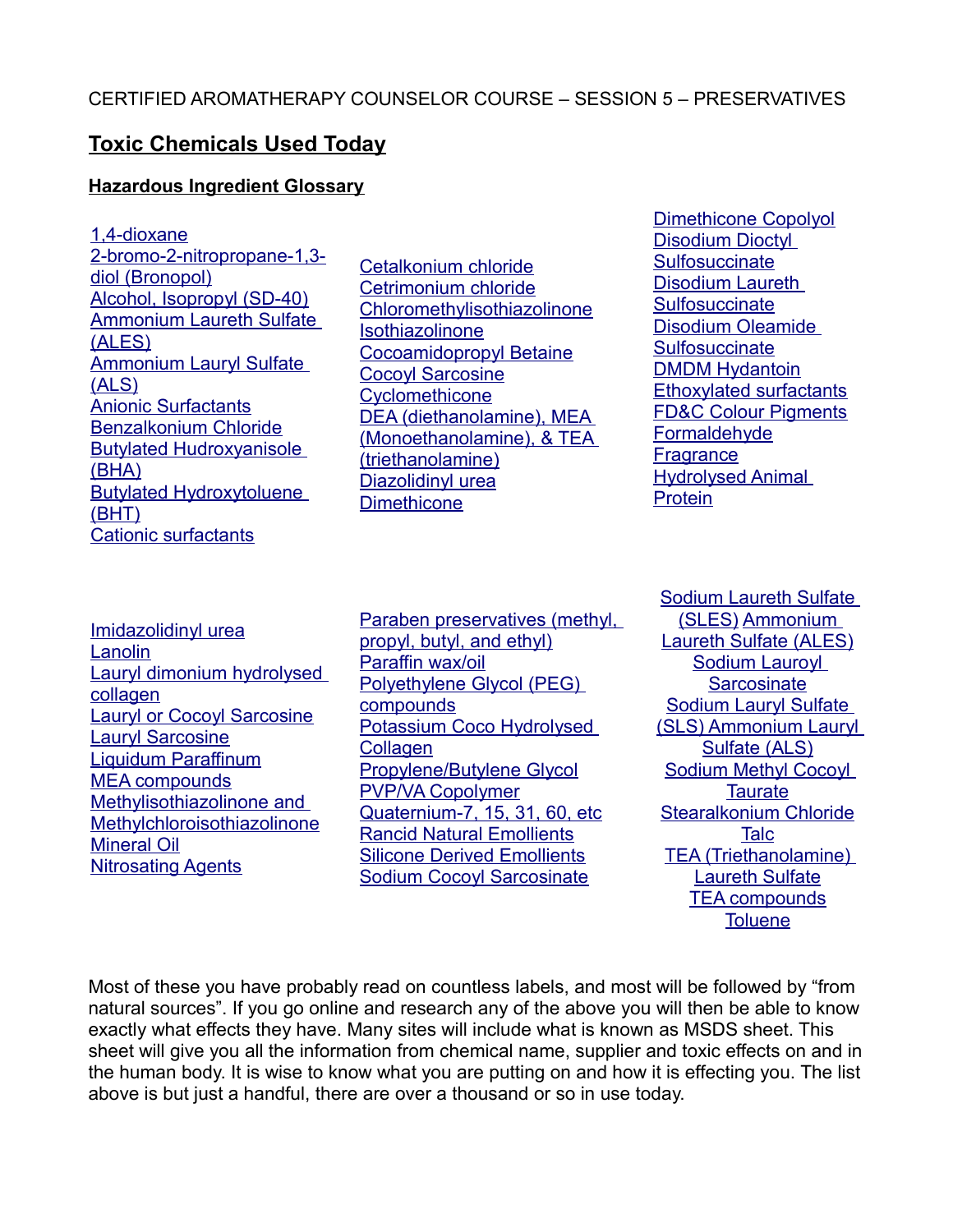CERTIFIED AROMATHERAPY COUNSELOR COURSE – SESSION 5 – PRESERVATIVES

## Toxic Chemicals Used Today

### Hazardous Ingredient Glossary

1,4-dioxane
2-bromo-2-nitropropane-1,3-diol (Bronopol)
Alcohol, Isopropyl (SD-40)
Ammonium Laureth Sulfate (ALES)
Ammonium Lauryl Sulfate (ALS)
Anionic Surfactants
Benzalkonium Chloride
Butylated Hudroxyanisole (BHA)
Butylated Hydroxytoluene (BHT)
Cationic surfactants

Cetalkonium chloride
Cetrimonium chloride
Chloromethylisothiazolinone
Isothiazolinone
Cocoamidopropyl Betaine
Cocoyl Sarcosine
Cyclomethicone
DEA (diethanolamine), MEA (Monoethanolamine), & TEA (triethanolamine)
Diazolidinyl urea
Dimethicone

Dimethicone Copolyol
Disodium Dioctyl Sulfosuccinate
Disodium Laureth Sulfosuccinate
Disodium Oleamide Sulfosuccinate
DMDM Hydantoin
Ethoxylated surfactants
FD&C Colour Pigments
Formaldehyde
Fragrance
Hydrolysed Animal Protein

Imidazolidinyl urea
Lanolin
Lauryl dimonium hydrolysed collagen
Lauryl or Cocoyl Sarcosine
Lauryl Sarcosine
Liquidum Paraffinum
MEA compounds
Methylisothiazolinone and Methylchloroisothiazolinone
Mineral Oil
Nitrosating Agents

Paraben preservatives (methyl, propyl, butyl, and ethyl)
Paraffin wax/oil
Polyethylene Glycol (PEG) compounds
Potassium Coco Hydrolysed Collagen
Propylene/Butylene Glycol
PVP/VA Copolymer
Quaternium-7, 15, 31, 60, etc
Rancid Natural Emollients
Silicone Derived Emollients
Sodium Cocoyl Sarcosinate

Sodium Laureth Sulfate (SLES) Ammonium Laureth Sulfate (ALES)
Sodium Lauroyl Sarcosinate
Sodium Lauryl Sulfate (SLS) Ammonium Lauryl Sulfate (ALS)
Sodium Methyl Cocoyl Taurate
Stearalkonium Chloride
Talc
TEA (Triethanolamine) Laureth Sulfate
TEA compounds
Toluene

Most of these you have probably read on countless labels, and most will be followed by "from natural sources". If you go online and research any of the above you will then be able to know exactly what effects they have. Many sites will include what is known as MSDS sheet. This sheet will give you all the information from chemical name, supplier and toxic effects on and in the human body. It is wise to know what you are putting on and how it is effecting you. The list above is but just a handful, there are over a thousand or so in use today.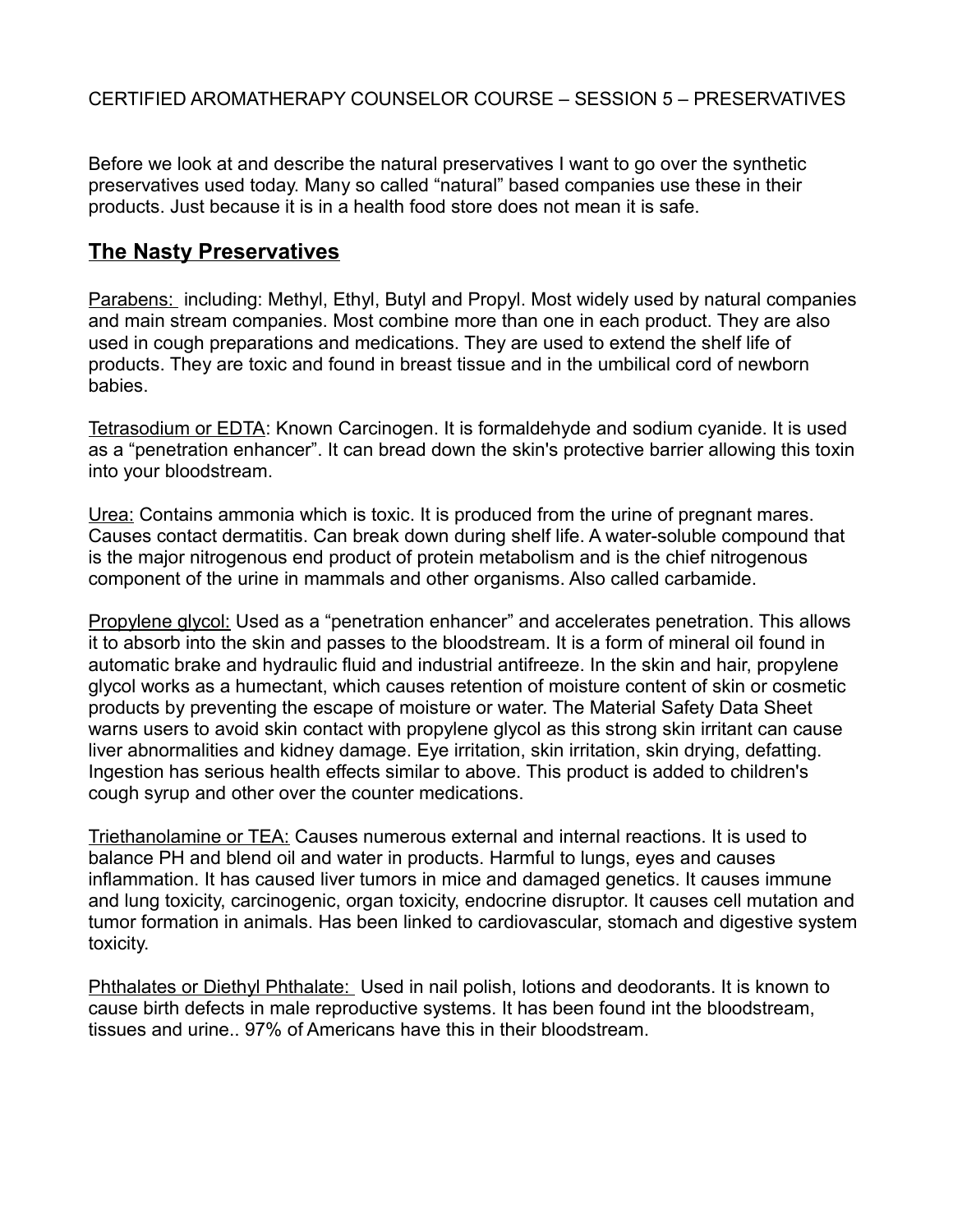CERTIFIED AROMATHERAPY COUNSELOR COURSE – SESSION 5 – PRESERVATIVES

Before we look at and describe the natural preservatives I want to go over the synthetic preservatives used today. Many so called "natural" based companies use these in their products. Just because it is in a health food store does not mean it is safe.

## The Nasty Preservatives

Parabens: including: Methyl, Ethyl, Butyl and Propyl. Most widely used by natural companies and main stream companies. Most combine more than one in each product. They are also used in cough preparations and medications. They are used to extend the shelf life of products. They are toxic and found in breast tissue and in the umbilical cord of newborn babies.

Tetrasodium or EDTA: Known Carcinogen. It is formaldehyde and sodium cyanide. It is used as a "penetration enhancer". It can bread down the skin's protective barrier allowing this toxin into your bloodstream.

Urea: Contains ammonia which is toxic. It is produced from the urine of pregnant mares. Causes contact dermatitis. Can break down during shelf life. A water-soluble compound that is the major nitrogenous end product of protein metabolism and is the chief nitrogenous component of the urine in mammals and other organisms. Also called carbamide.

Propylene glycol: Used as a "penetration enhancer" and accelerates penetration. This allows it to absorb into the skin and passes to the bloodstream. It is a form of mineral oil found in automatic brake and hydraulic fluid and industrial antifreeze. In the skin and hair, propylene glycol works as a humectant, which causes retention of moisture content of skin or cosmetic products by preventing the escape of moisture or water. The Material Safety Data Sheet warns users to avoid skin contact with propylene glycol as this strong skin irritant can cause liver abnormalities and kidney damage. Eye irritation, skin irritation, skin drying, defatting. Ingestion has serious health effects similar to above. This product is added to children's cough syrup and other over the counter medications.

Triethanolamine or TEA: Causes numerous external and internal reactions. It is used to balance PH and blend oil and water in products. Harmful to lungs, eyes and causes inflammation. It has caused liver tumors in mice and damaged genetics. It causes immune and lung toxicity, carcinogenic, organ toxicity, endocrine disruptor. It causes cell mutation and tumor formation in animals. Has been linked to cardiovascular, stomach and digestive system toxicity.

Phthalates or Diethyl Phthalate: Used in nail polish, lotions and deodorants. It is known to cause birth defects in male reproductive systems. It has been found int the bloodstream, tissues and urine.. 97% of Americans have this in their bloodstream.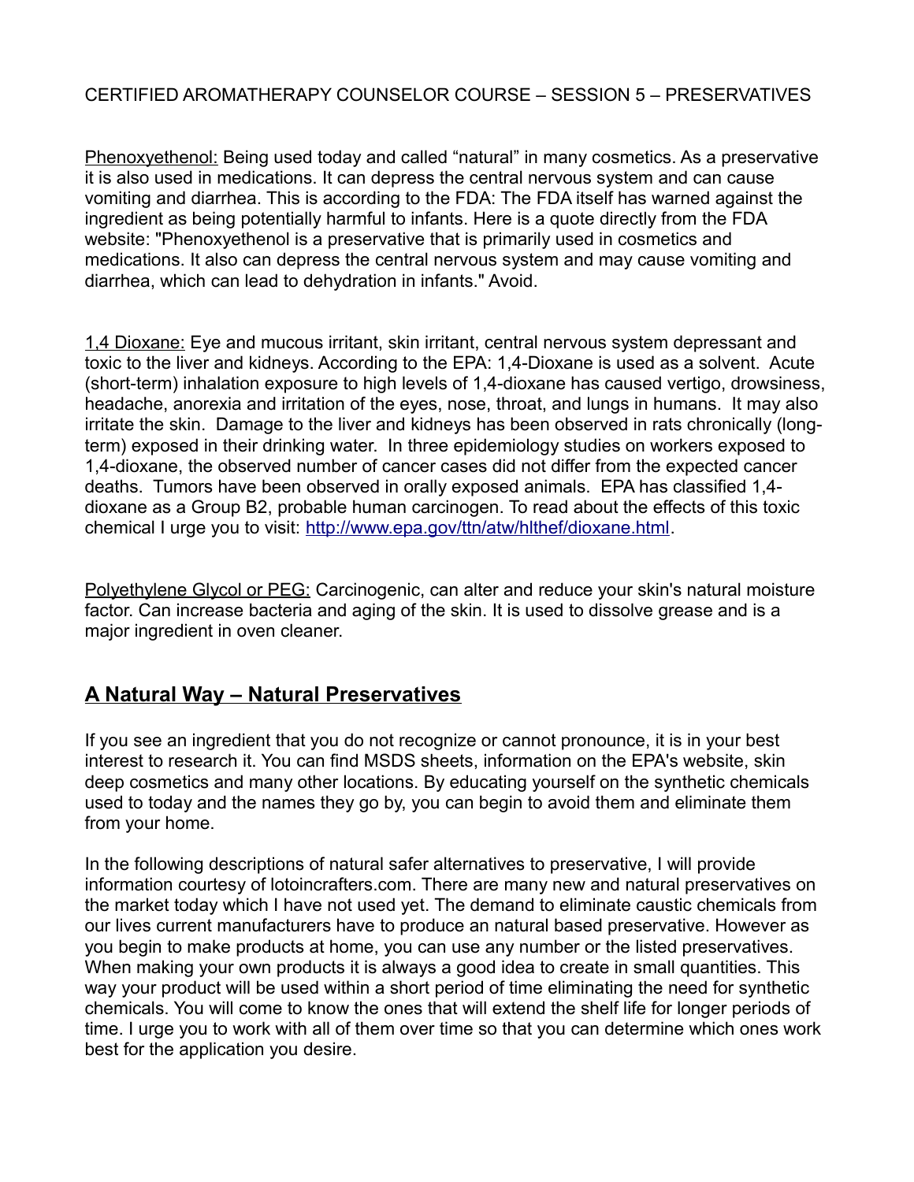CERTIFIED AROMATHERAPY COUNSELOR COURSE – SESSION 5 – PRESERVATIVES

<u>Phenoxyethenol:</u> Being used today and called "natural" in many cosmetics. As a preservative it is also used in medications. It can depress the central nervous system and can cause vomiting and diarrhea. This is according to the FDA: The FDA itself has warned against the ingredient as being potentially harmful to infants. Here is a quote directly from the FDA website: "Phenoxyethenol is a preservative that is primarily used in cosmetics and medications. It also can depress the central nervous system and may cause vomiting and diarrhea, which can lead to dehydration in infants." Avoid.

<u>1,4 Dioxane:</u> Eye and mucous irritant, skin irritant, central nervous system depressant and toxic to the liver and kidneys. According to the EPA: 1,4-Dioxane is used as a solvent. Acute (short-term) inhalation exposure to high levels of 1,4-dioxane has caused vertigo, drowsiness, headache, anorexia and irritation of the eyes, nose, throat, and lungs in humans. It may also irritate the skin. Damage to the liver and kidneys has been observed in rats chronically (long-term) exposed in their drinking water. In three epidemiology studies on workers exposed to 1,4-dioxane, the observed number of cancer cases did not differ from the expected cancer deaths. Tumors have been observed in orally exposed animals. EPA has classified 1,4-dioxane as a Group B2, probable human carcinogen. To read about the effects of this toxic chemical I urge you to visit: [http://www.epa.gov/ttn/atw/hlthef/dioxane.html](http://www.epa.gov/ttn/atw/hlthef/dioxane.html).

<u>Polyethylene Glycol or PEG:</u> Carcinogenic, can alter and reduce your skin's natural moisture factor. Can increase bacteria and aging of the skin. It is used to dissolve grease and is a major ingredient in oven cleaner.

## **<u>A Natural Way – Natural Preservatives</u>**

If you see an ingredient that you do not recognize or cannot pronounce, it is in your best interest to research it. You can find MSDS sheets, information on the EPA's website, skin deep cosmetics and many other locations. By educating yourself on the synthetic chemicals used to today and the names they go by, you can begin to avoid them and eliminate them from your home.

In the following descriptions of natural safer alternatives to preservative, I will provide information courtesy of lotoincrafters.com. There are many new and natural preservatives on the market today which I have not used yet. The demand to eliminate caustic chemicals from our lives current manufacturers have to produce an natural based preservative. However as you begin to make products at home, you can use any number or the listed preservatives. When making your own products it is always a good idea to create in small quantities. This way your product will be used within a short period of time eliminating the need for synthetic chemicals. You will come to know the ones that will extend the shelf life for longer periods of time. I urge you to work with all of them over time so that you can determine which ones work best for the application you desire.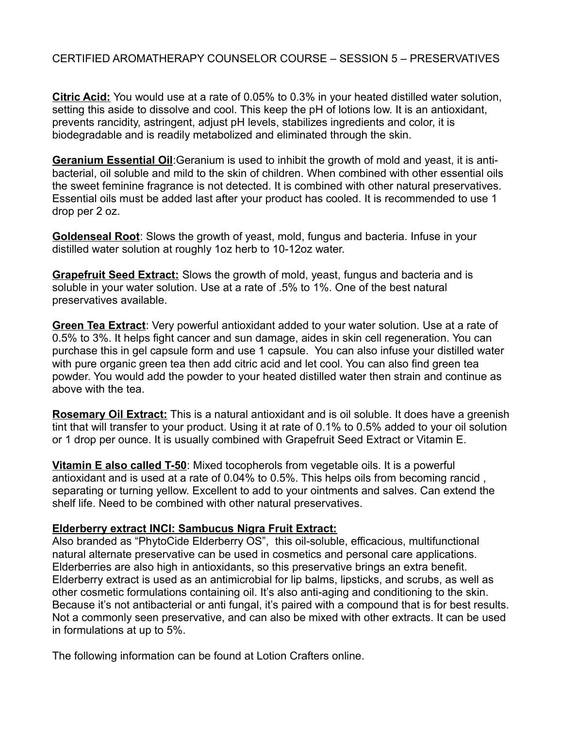CERTIFIED AROMATHERAPY COUNSELOR COURSE – SESSION 5 – PRESERVATIVES

**Citric Acid:** You would use at a rate of 0.05% to 0.3% in your heated distilled water solution, setting this aside to dissolve and cool. This keep the pH of lotions low. It is an antioxidant, prevents rancidity, astringent, adjust pH levels, stabilizes ingredients and color, it is biodegradable and is readily metabolized and eliminated through the skin.

**Geranium Essential Oil**:Geranium is used to inhibit the growth of mold and yeast, it is anti-bacterial, oil soluble and mild to the skin of children. When combined with other essential oils the sweet feminine fragrance is not detected. It is combined with other natural preservatives. Essential oils must be added last after your product has cooled. It is recommended to use 1 drop per 2 oz.

**Goldenseal Root**: Slows the growth of yeast, mold, fungus and bacteria. Infuse in your distilled water solution at roughly 1oz herb to 10-12oz water.

**Grapefruit Seed Extract:** Slows the growth of mold, yeast, fungus and bacteria and is soluble in your water solution. Use at a rate of .5% to 1%. One of the best natural preservatives available.

**Green Tea Extract**: Very powerful antioxidant added to your water solution. Use at a rate of 0.5% to 3%. It helps fight cancer and sun damage, aides in skin cell regeneration. You can purchase this in gel capsule form and use 1 capsule. You can also infuse your distilled water with pure organic green tea then add citric acid and let cool. You can also find green tea powder. You would add the powder to your heated distilled water then strain and continue as above with the tea.

**Rosemary Oil Extract:** This is a natural antioxidant and is oil soluble. It does have a greenish tint that will transfer to your product. Using it at rate of 0.1% to 0.5% added to your oil solution or 1 drop per ounce. It is usually combined with Grapefruit Seed Extract or Vitamin E.

**Vitamin E also called T-50**: Mixed tocopherols from vegetable oils. It is a powerful antioxidant and is used at a rate of 0.04% to 0.5%. This helps oils from becoming rancid , separating or turning yellow. Excellent to add to your ointments and salves. Can extend the shelf life. Need to be combined with other natural preservatives.

**Elderberry extract INCI: Sambucus Nigra Fruit Extract:**
Also branded as "PhytoCide Elderberry OS", this oil-soluble, efficacious, multifunctional natural alternate preservative can be used in cosmetics and personal care applications. Elderberries are also high in antioxidants, so this preservative brings an extra benefit. Elderberry extract is used as an antimicrobial for lip balms, lipsticks, and scrubs, as well as other cosmetic formulations containing oil. It's also anti-aging and conditioning to the skin. Because it's not antibacterial or anti fungal, it's paired with a compound that is for best results. Not a commonly seen preservative, and can also be mixed with other extracts. It can be used in formulations at up to 5%.

The following information can be found at Lotion Crafters online.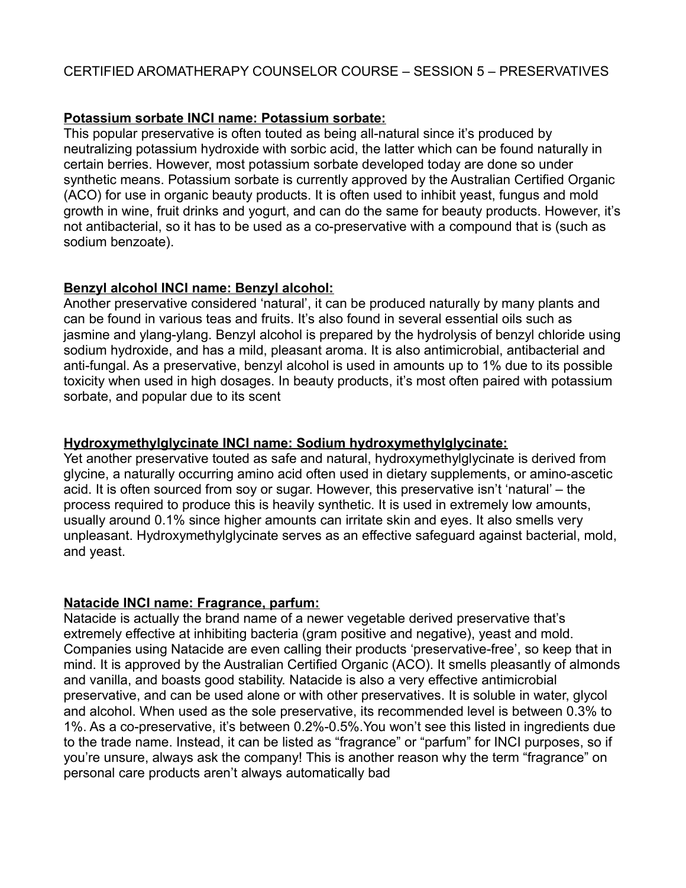CERTIFIED AROMATHERAPY COUNSELOR COURSE – SESSION 5 – PRESERVATIVES

**Potassium sorbate INCI name: Potassium sorbate:**
This popular preservative is often touted as being all-natural since it's produced by neutralizing potassium hydroxide with sorbic acid, the latter which can be found naturally in certain berries. However, most potassium sorbate developed today are done so under synthetic means. Potassium sorbate is currently approved by the Australian Certified Organic (ACO) for use in organic beauty products. It is often used to inhibit yeast, fungus and mold growth in wine, fruit drinks and yogurt, and can do the same for beauty products. However, it's not antibacterial, so it has to be used as a co-preservative with a compound that is (such as sodium benzoate).

**Benzyl alcohol INCI name: Benzyl alcohol:**
Another preservative considered 'natural', it can be produced naturally by many plants and can be found in various teas and fruits. It's also found in several essential oils such as jasmine and ylang-ylang. Benzyl alcohol is prepared by the hydrolysis of benzyl chloride using sodium hydroxide, and has a mild, pleasant aroma. It is also antimicrobial, antibacterial and anti-fungal. As a preservative, benzyl alcohol is used in amounts up to 1% due to its possible toxicity when used in high dosages. In beauty products, it's most often paired with potassium sorbate, and popular due to its scent

**Hydroxymethylglycinate INCI name: Sodium hydroxymethylglycinate:**
Yet another preservative touted as safe and natural, hydroxymethylglycinate is derived from glycine, a naturally occurring amino acid often used in dietary supplements, or amino-ascetic acid. It is often sourced from soy or sugar. However, this preservative isn't 'natural' – the process required to produce this is heavily synthetic. It is used in extremely low amounts, usually around 0.1% since higher amounts can irritate skin and eyes. It also smells very unpleasant. Hydroxymethylglycinate serves as an effective safeguard against bacterial, mold, and yeast.

**Natacide INCI name: Fragrance, parfum:**
Natacide is actually the brand name of a newer vegetable derived preservative that's extremely effective at inhibiting bacteria (gram positive and negative), yeast and mold. Companies using Natacide are even calling their products 'preservative-free', so keep that in mind. It is approved by the Australian Certified Organic (ACO). It smells pleasantly of almonds and vanilla, and boasts good stability. Natacide is also a very effective antimicrobial preservative, and can be used alone or with other preservatives. It is soluble in water, glycol and alcohol. When used as the sole preservative, its recommended level is between 0.3% to 1%. As a co-preservative, it's between 0.2%-0.5%.You won't see this listed in ingredients due to the trade name. Instead, it can be listed as "fragrance" or "parfum" for INCI purposes, so if you're unsure, always ask the company! This is another reason why the term "fragrance" on personal care products aren't always automatically bad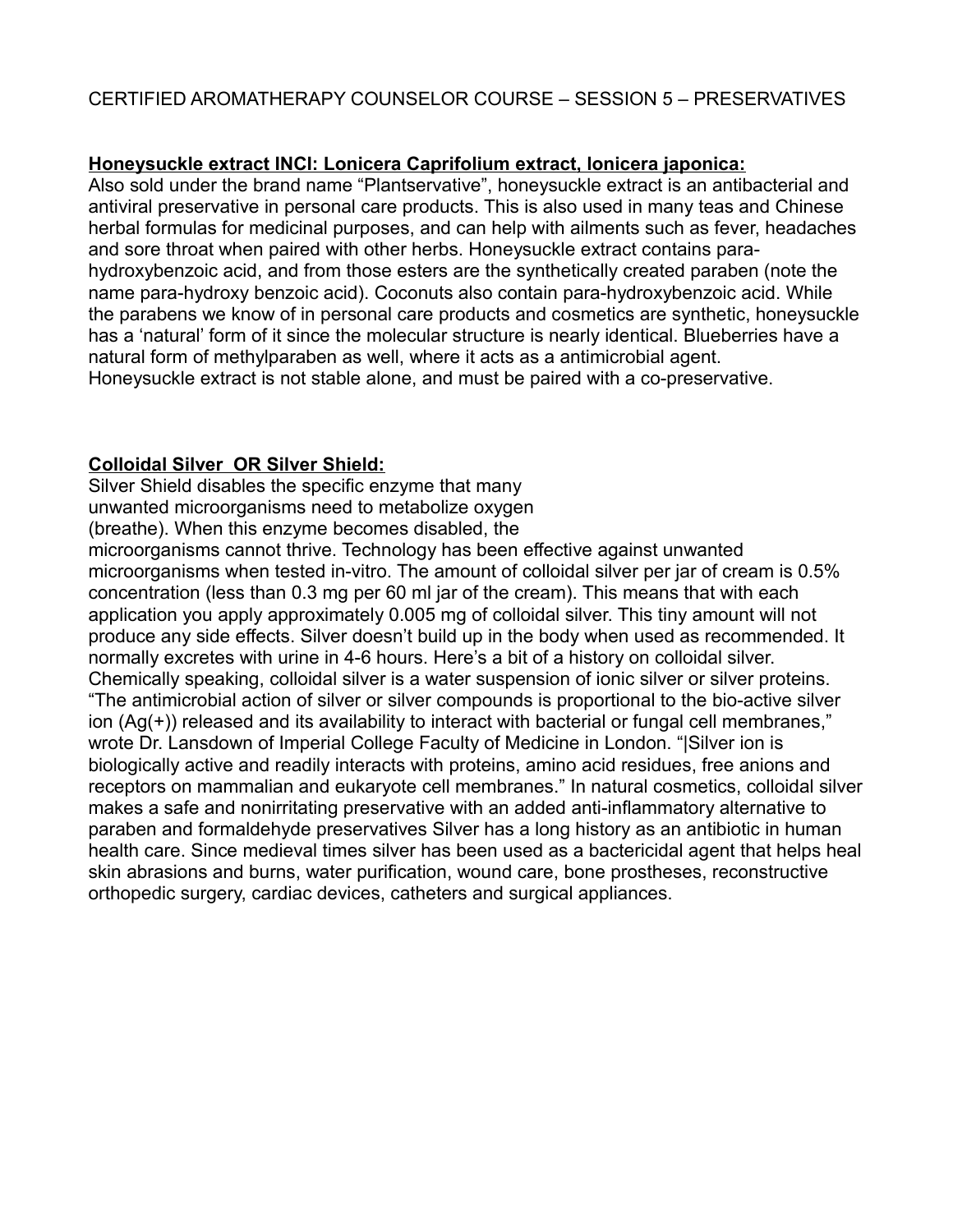CERTIFIED AROMATHERAPY COUNSELOR COURSE – SESSION 5 – PRESERVATIVES

**Honeysuckle extract INCI: Lonicera Caprifolium extract, lonicera japonica:**

Also sold under the brand name "Plantservative", honeysuckle extract is an antibacterial and antiviral preservative in personal care products. This is also used in many teas and Chinese herbal formulas for medicinal purposes, and can help with ailments such as fever, headaches and sore throat when paired with other herbs. Honeysuckle extract contains para-hydroxybenzoic acid, and from those esters are the synthetically created paraben (note the name para-hydroxy benzoic acid). Coconuts also contain para-hydroxybenzoic acid. While the parabens we know of in personal care products and cosmetics are synthetic, honeysuckle has a 'natural' form of it since the molecular structure is nearly identical. Blueberries have a natural form of methylparaben as well, where it acts as a antimicrobial agent. Honeysuckle extract is not stable alone, and must be paired with a co-preservative.

**Colloidal Silver OR Silver Shield:**

Silver Shield disables the specific enzyme that many unwanted microorganisms need to metabolize oxygen (breathe). When this enzyme becomes disabled, the microorganisms cannot thrive. Technology has been effective against unwanted microorganisms when tested in-vitro. The amount of colloidal silver per jar of cream is 0.5% concentration (less than 0.3 mg per 60 ml jar of the cream). This means that with each application you apply approximately 0.005 mg of colloidal silver. This tiny amount will not produce any side effects. Silver doesn't build up in the body when used as recommended. It normally excretes with urine in 4-6 hours. Here's a bit of a history on colloidal silver. Chemically speaking, colloidal silver is a water suspension of ionic silver or silver proteins. "The antimicrobial action of silver or silver compounds is proportional to the bio-active silver ion ($Ag^{+}$) released and its availability to interact with bacterial or fungal cell membranes," wrote Dr. Lansdown of Imperial College Faculty of Medicine in London. "|Silver ion is biologically active and readily interacts with proteins, amino acid residues, free anions and receptors on mammalian and eukaryote cell membranes." In natural cosmetics, colloidal silver makes a safe and nonirritating preservative with an added anti-inflammatory alternative to paraben and formaldehyde preservatives Silver has a long history as an antibiotic in human health care. Since medieval times silver has been used as a bactericidal agent that helps heal skin abrasions and burns, water purification, wound care, bone prostheses, reconstructive orthopedic surgery, cardiac devices, catheters and surgical appliances.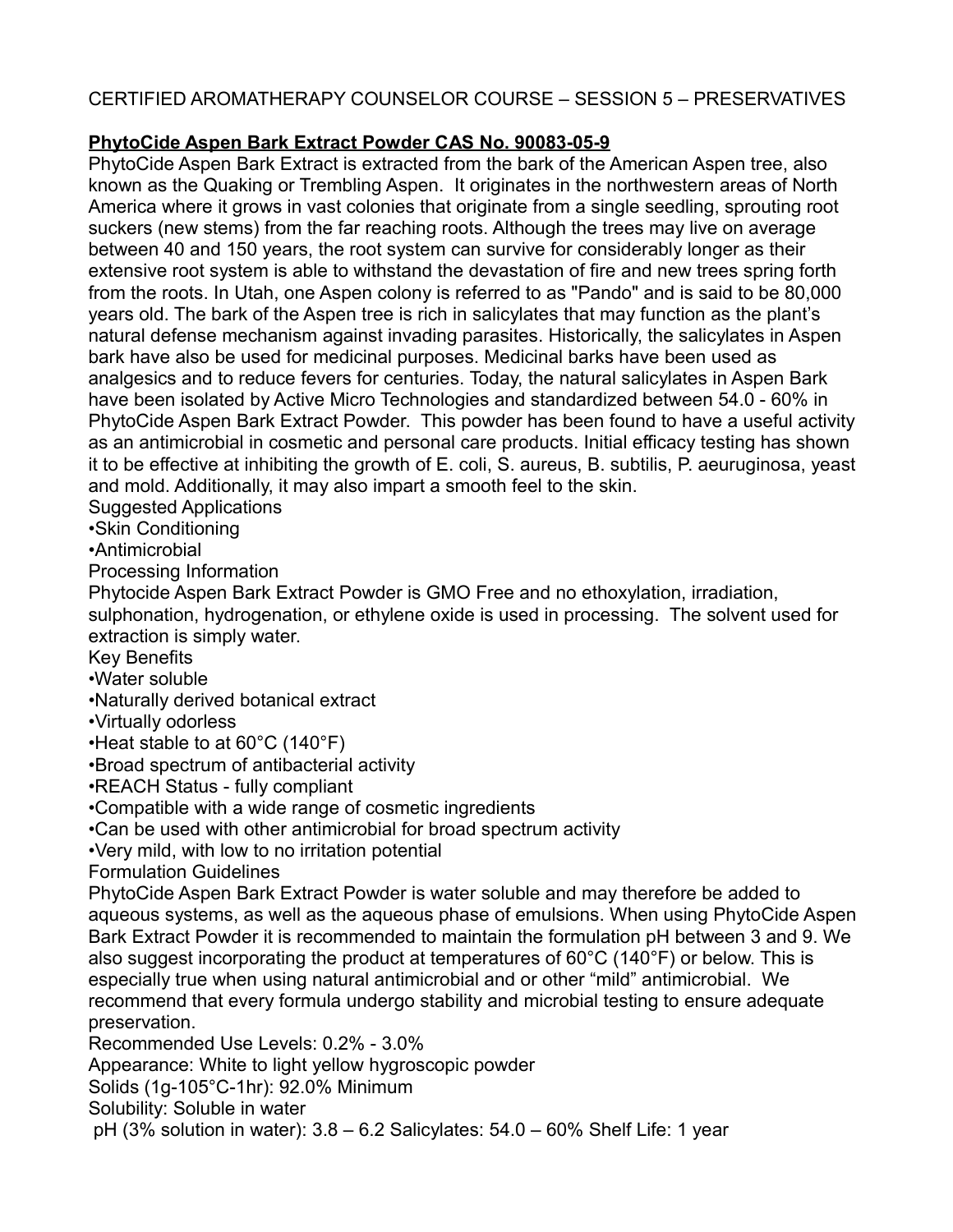CERTIFIED AROMATHERAPY COUNSELOR COURSE – SESSION 5 – PRESERVATIVES

**PhytoCide Aspen Bark Extract Powder CAS No. 90083-05-9**

PhytoCide Aspen Bark Extract is extracted from the bark of the American Aspen tree, also known as the Quaking or Trembling Aspen. It originates in the northwestern areas of North America where it grows in vast colonies that originate from a single seedling, sprouting root suckers (new stems) from the far reaching roots. Although the trees may live on average between 40 and 150 years, the root system can survive for considerably longer as their extensive root system is able to withstand the devastation of fire and new trees spring forth from the roots. In Utah, one Aspen colony is referred to as "Pando" and is said to be 80,000 years old. The bark of the Aspen tree is rich in salicylates that may function as the plant's natural defense mechanism against invading parasites. Historically, the salicylates in Aspen bark have also be used for medicinal purposes. Medicinal barks have been used as analgesics and to reduce fevers for centuries. Today, the natural salicylates in Aspen Bark have been isolated by Active Micro Technologies and standardized between 54.0 - 60% in PhytoCide Aspen Bark Extract Powder. This powder has been found to have a useful activity as an antimicrobial in cosmetic and personal care products. Initial efficacy testing has shown it to be effective at inhibiting the growth of E. coli, S. aureus, B. subtilis, P. aeuruginosa, yeast and mold. Additionally, it may also impart a smooth feel to the skin.

Suggested Applications

- Skin Conditioning
- Antimicrobial

Processing Information

Phytocide Aspen Bark Extract Powder is GMO Free and no ethoxylation, irradiation, sulphonation, hydrogenation, or ethylene oxide is used in processing. The solvent used for extraction is simply water.

Key Benefits

- Water soluble
- Naturally derived botanical extract
- Virtually odorless
- Heat stable to at 60°C (140°F)
- Broad spectrum of antibacterial activity
- REACH Status - fully compliant
- Compatible with a wide range of cosmetic ingredients
- Can be used with other antimicrobial for broad spectrum activity
- Very mild, with low to no irritation potential

Formulation Guidelines

PhytoCide Aspen Bark Extract Powder is water soluble and may therefore be added to aqueous systems, as well as the aqueous phase of emulsions. When using PhytoCide Aspen Bark Extract Powder it is recommended to maintain the formulation pH between 3 and 9. We also suggest incorporating the product at temperatures of 60°C (140°F) or below. This is especially true when using natural antimicrobial and or other "mild" antimicrobial. We recommend that every formula undergo stability and microbial testing to ensure adequate preservation.

Recommended Use Levels: 0.2% - 3.0%

Appearance: White to light yellow hygroscopic powder

Solids (1g-105°C-1hr): 92.0% Minimum

Solubility: Soluble in water

pH (3% solution in water): 3.8 – 6.2 Salicylates: 54.0 – 60% Shelf Life: 1 year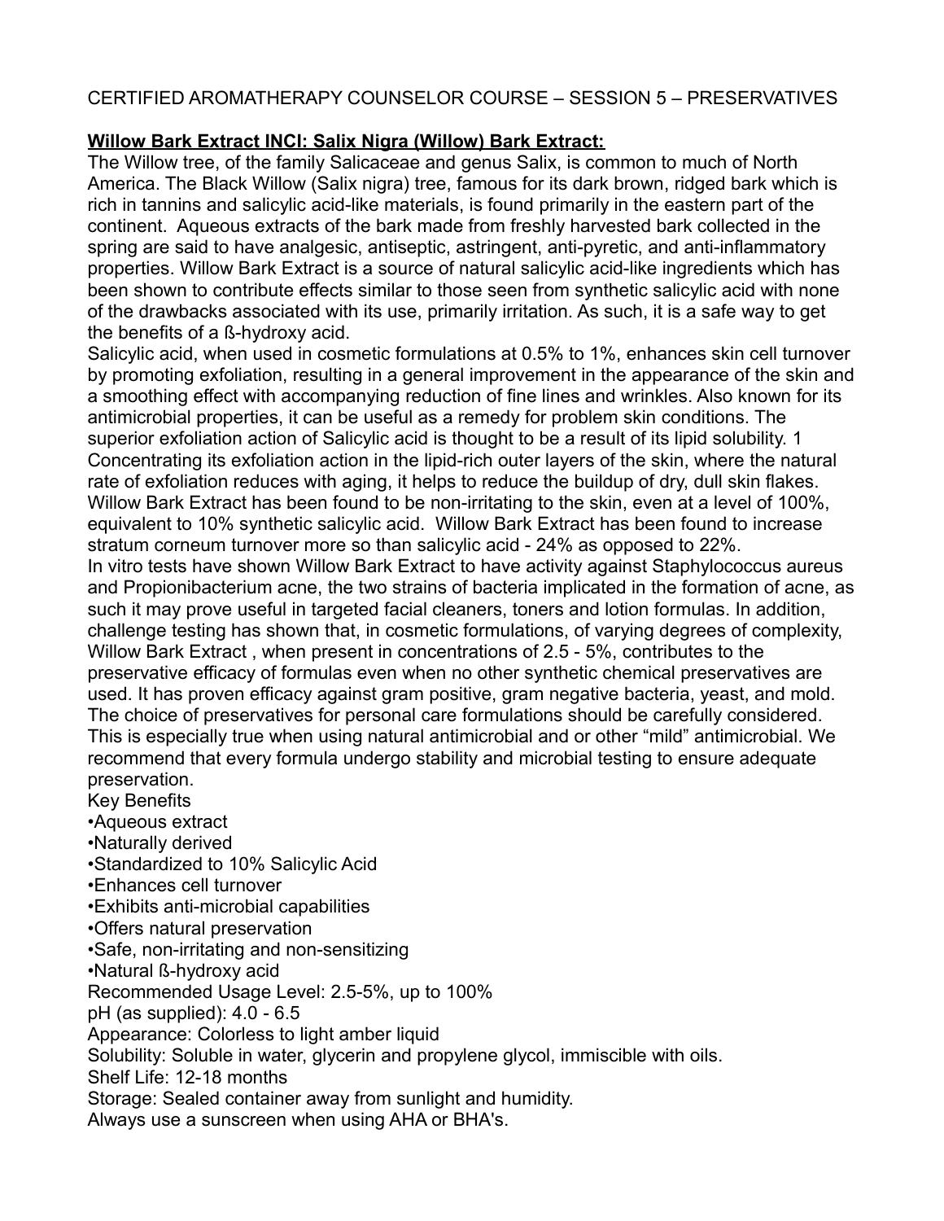CERTIFIED AROMATHERAPY COUNSELOR COURSE – SESSION 5 – PRESERVATIVES

**Willow Bark Extract INCI: Salix Nigra (Willow) Bark Extract:**

The Willow tree, of the family Salicaceae and genus Salix, is common to much of North America. The Black Willow (Salix nigra) tree, famous for its dark brown, ridged bark which is rich in tannins and salicylic acid-like materials, is found primarily in the eastern part of the continent. Aqueous extracts of the bark made from freshly harvested bark collected in the spring are said to have analgesic, antiseptic, astringent, anti-pyretic, and anti-inflammatory properties. Willow Bark Extract is a source of natural salicylic acid-like ingredients which has been shown to contribute effects similar to those seen from synthetic salicylic acid with none of the drawbacks associated with its use, primarily irritation. As such, it is a safe way to get the benefits of a ß-hydroxy acid.

Salicylic acid, when used in cosmetic formulations at 0.5% to 1%, enhances skin cell turnover by promoting exfoliation, resulting in a general improvement in the appearance of the skin and a smoothing effect with accompanying reduction of fine lines and wrinkles. Also known for its antimicrobial properties, it can be useful as a remedy for problem skin conditions. The superior exfoliation action of Salicylic acid is thought to be a result of its lipid solubility. 1 Concentrating its exfoliation action in the lipid-rich outer layers of the skin, where the natural rate of exfoliation reduces with aging, it helps to reduce the buildup of dry, dull skin flakes. Willow Bark Extract has been found to be non-irritating to the skin, even at a level of 100%, equivalent to 10% synthetic salicylic acid. Willow Bark Extract has been found to increase stratum corneum turnover more so than salicylic acid - 24% as opposed to 22%.

In vitro tests have shown Willow Bark Extract to have activity against Staphylococcus aureus and Propionibacterium acne, the two strains of bacteria implicated in the formation of acne, as such it may prove useful in targeted facial cleaners, toners and lotion formulas. In addition, challenge testing has shown that, in cosmetic formulations, of varying degrees of complexity, Willow Bark Extract , when present in concentrations of 2.5 - 5%, contributes to the preservative efficacy of formulas even when no other synthetic chemical preservatives are used. It has proven efficacy against gram positive, gram negative bacteria, yeast, and mold. The choice of preservatives for personal care formulations should be carefully considered. This is especially true when using natural antimicrobial and or other "mild" antimicrobial. We recommend that every formula undergo stability and microbial testing to ensure adequate preservation.

Key Benefits

- Aqueous extract
- Naturally derived
- Standardized to 10% Salicylic Acid
- Enhances cell turnover
- Exhibits anti-microbial capabilities
- Offers natural preservation
- Safe, non-irritating and non-sensitizing
- Natural ß-hydroxy acid

Recommended Usage Level: 2.5-5%, up to 100%

pH (as supplied): 4.0 - 6.5

Appearance: Colorless to light amber liquid

Solubility: Soluble in water, glycerin and propylene glycol, immiscible with oils.

Shelf Life: 12-18 months

Storage: Sealed container away from sunlight and humidity.

Always use a sunscreen when using AHA or BHA's.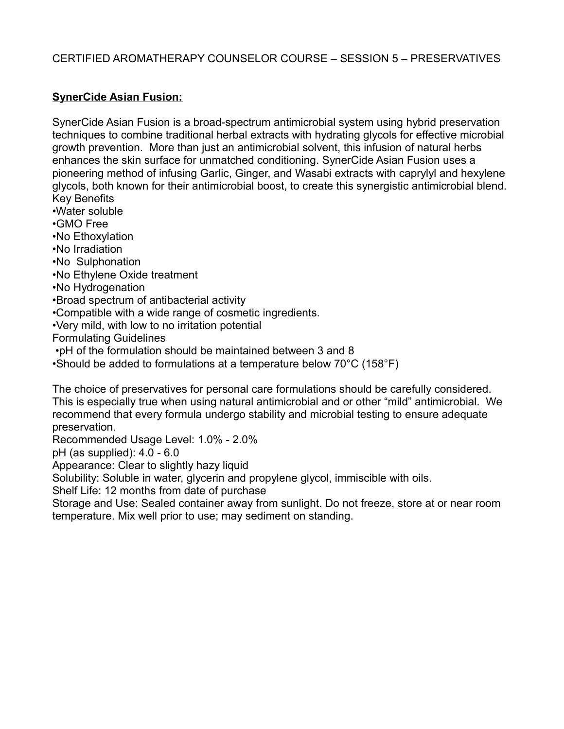CERTIFIED AROMATHERAPY COUNSELOR COURSE – SESSION 5 – PRESERVATIVES

**SynerCide Asian Fusion:**

SynerCide Asian Fusion is a broad-spectrum antimicrobial system using hybrid preservation techniques to combine traditional herbal extracts with hydrating glycols for effective microbial growth prevention. More than just an antimicrobial solvent, this infusion of natural herbs enhances the skin surface for unmatched conditioning. SynerCide Asian Fusion uses a pioneering method of infusing Garlic, Ginger, and Wasabi extracts with caprylyl and hexylene glycols, both known for their antimicrobial boost, to create this synergistic antimicrobial blend.

Key Benefits

- Water soluble
- GMO Free
- No Ethoxylation
- No Irradiation
- No Sulphonation
- No Ethylene Oxide treatment
- No Hydrogenation
- Broad spectrum of antibacterial activity
- Compatible with a wide range of cosmetic ingredients.
- Very mild, with low to no irritation potential

Formulating Guidelines

- pH of the formulation should be maintained between 3 and 8
- Should be added to formulations at a temperature below 70°C (158°F)

The choice of preservatives for personal care formulations should be carefully considered. This is especially true when using natural antimicrobial and or other “mild” antimicrobial. We recommend that every formula undergo stability and microbial testing to ensure adequate preservation.

Recommended Usage Level: 1.0% - 2.0%

pH (as supplied): 4.0 - 6.0

Appearance: Clear to slightly hazy liquid

Solubility: Soluble in water, glycerin and propylene glycol, immiscible with oils.

Shelf Life: 12 months from date of purchase

Storage and Use: Sealed container away from sunlight. Do not freeze, store at or near room temperature. Mix well prior to use; may sediment on standing.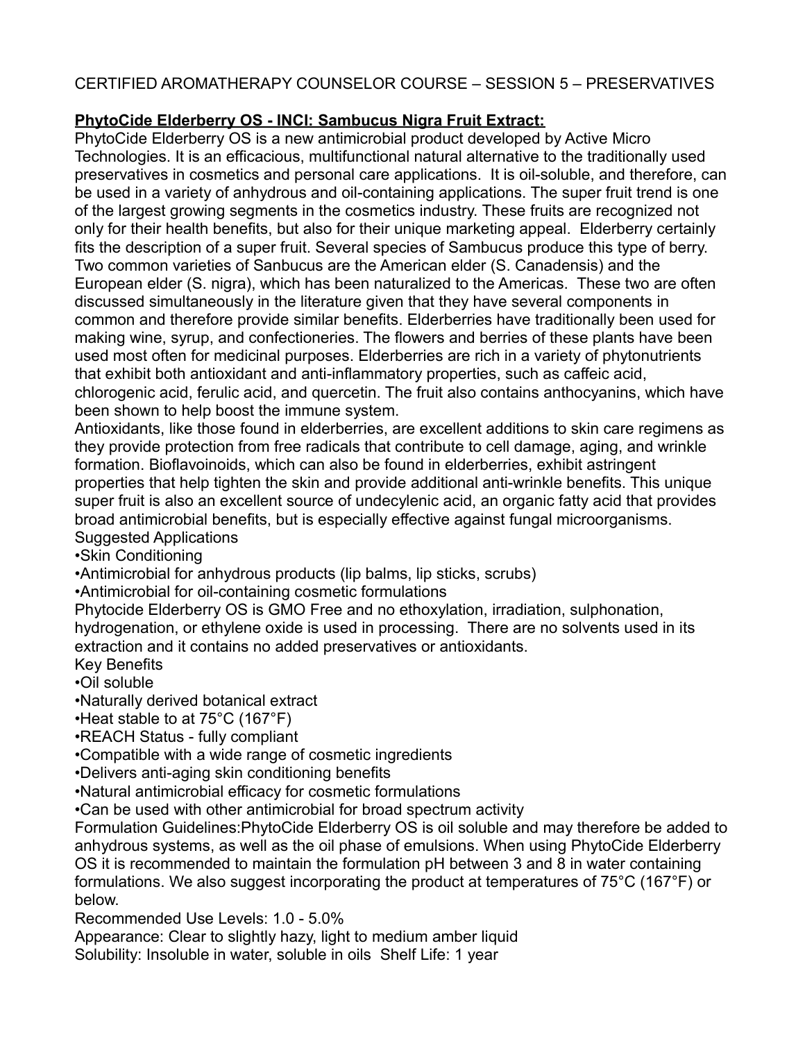CERTIFIED AROMATHERAPY COUNSELOR COURSE – SESSION 5 – PRESERVATIVES

**PhytoCide Elderberry OS - INCI: Sambucus Nigra Fruit Extract:**

PhytoCide Elderberry OS is a new antimicrobial product developed by Active Micro Technologies. It is an efficacious, multifunctional natural alternative to the traditionally used preservatives in cosmetics and personal care applications. It is oil-soluble, and therefore, can be used in a variety of anhydrous and oil-containing applications. The super fruit trend is one of the largest growing segments in the cosmetics industry. These fruits are recognized not only for their health benefits, but also for their unique marketing appeal. Elderberry certainly fits the description of a super fruit. Several species of Sambucus produce this type of berry. Two common varieties of Sanbucus are the American elder (S. Canadensis) and the European elder (S. nigra), which has been naturalized to the Americas. These two are often discussed simultaneously in the literature given that they have several components in common and therefore provide similar benefits. Elderberries have traditionally been used for making wine, syrup, and confectioneries. The flowers and berries of these plants have been used most often for medicinal purposes. Elderberries are rich in a variety of phytonutrients that exhibit both antioxidant and anti-inflammatory properties, such as caffeic acid, chlorogenic acid, ferulic acid, and quercetin. The fruit also contains anthocyanins, which have been shown to help boost the immune system.

Antioxidants, like those found in elderberries, are excellent additions to skin care regimens as they provide protection from free radicals that contribute to cell damage, aging, and wrinkle formation. Bioflavoinoids, which can also be found in elderberries, exhibit astringent properties that help tighten the skin and provide additional anti-wrinkle benefits. This unique super fruit is also an excellent source of undecylenic acid, an organic fatty acid that provides broad antimicrobial benefits, but is especially effective against fungal microorganisms.

Suggested Applications

- Skin Conditioning
- Antimicrobial for anhydrous products (lip balms, lip sticks, scrubs)
- Antimicrobial for oil-containing cosmetic formulations

Phytocide Elderberry OS is GMO Free and no ethoxylation, irradiation, sulphonation, hydrogenation, or ethylene oxide is used in processing. There are no solvents used in its extraction and it contains no added preservatives or antioxidants.

Key Benefits

- Oil soluble
- Naturally derived botanical extract
- Heat stable to at 75°C (167°F)
- REACH Status - fully compliant
- Compatible with a wide range of cosmetic ingredients
- Delivers anti-aging skin conditioning benefits
- Natural antimicrobial efficacy for cosmetic formulations
- Can be used with other antimicrobial for broad spectrum activity

Formulation Guidelines:PhytoCide Elderberry OS is oil soluble and may therefore be added to anhydrous systems, as well as the oil phase of emulsions. When using PhytoCide Elderberry OS it is recommended to maintain the formulation pH between 3 and 8 in water containing formulations. We also suggest incorporating the product at temperatures of 75°C (167°F) or below.

Recommended Use Levels: 1.0 - 5.0%

Appearance: Clear to slightly hazy, light to medium amber liquid

Solubility: Insoluble in water, soluble in oils Shelf Life: 1 year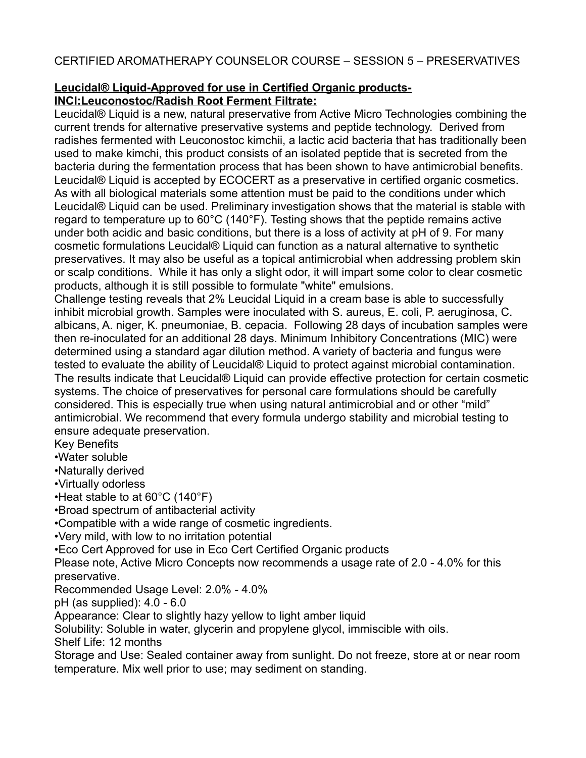CERTIFIED AROMATHERAPY COUNSELOR COURSE – SESSION 5 – PRESERVATIVES

**Leucidal® Liquid-Approved for use in Certified Organic products-**
**INCI:Leuconostoc/Radish Root Ferment Filtrate:**

Leucidal® Liquid is a new, natural preservative from Active Micro Technologies combining the current trends for alternative preservative systems and peptide technology. Derived from radishes fermented with Leuconostoc kimchii, a lactic acid bacteria that has traditionally been used to make kimchi, this product consists of an isolated peptide that is secreted from the bacteria during the fermentation process that has been shown to have antimicrobial benefits. Leucidal® Liquid is accepted by ECOCERT as a preservative in certified organic cosmetics. As with all biological materials some attention must be paid to the conditions under which Leucidal® Liquid can be used. Preliminary investigation shows that the material is stable with regard to temperature up to 60°C (140°F). Testing shows that the peptide remains active under both acidic and basic conditions, but there is a loss of activity at pH of 9. For many cosmetic formulations Leucidal® Liquid can function as a natural alternative to synthetic preservatives. It may also be useful as a topical antimicrobial when addressing problem skin or scalp conditions. While it has only a slight odor, it will impart some color to clear cosmetic products, although it is still possible to formulate "white" emulsions.

Challenge testing reveals that 2% Leucidal Liquid in a cream base is able to successfully inhibit microbial growth. Samples were inoculated with S. aureus, E. coli, P. aeruginosa, C. albicans, A. niger, K. pneumoniae, B. cepacia. Following 28 days of incubation samples were then re-inoculated for an additional 28 days. Minimum Inhibitory Concentrations (MIC) were determined using a standard agar dilution method. A variety of bacteria and fungus were tested to evaluate the ability of Leucidal® Liquid to protect against microbial contamination. The results indicate that Leucidal® Liquid can provide effective protection for certain cosmetic systems. The choice of preservatives for personal care formulations should be carefully considered. This is especially true when using natural antimicrobial and or other "mild" antimicrobial. We recommend that every formula undergo stability and microbial testing to ensure adequate preservation.

Key Benefits

- Water soluble
- Naturally derived
- Virtually odorless
- Heat stable to at 60°C (140°F)
- Broad spectrum of antibacterial activity
- Compatible with a wide range of cosmetic ingredients.
- Very mild, with low to no irritation potential
- Eco Cert Approved for use in Eco Cert Certified Organic products

Please note, Active Micro Concepts now recommends a usage rate of 2.0 - 4.0% for this preservative.

Recommended Usage Level: 2.0% - 4.0%

pH (as supplied): 4.0 - 6.0

Appearance: Clear to slightly hazy yellow to light amber liquid

Solubility: Soluble in water, glycerin and propylene glycol, immiscible with oils.

Shelf Life: 12 months

Storage and Use: Sealed container away from sunlight. Do not freeze, store at or near room temperature. Mix well prior to use; may sediment on standing.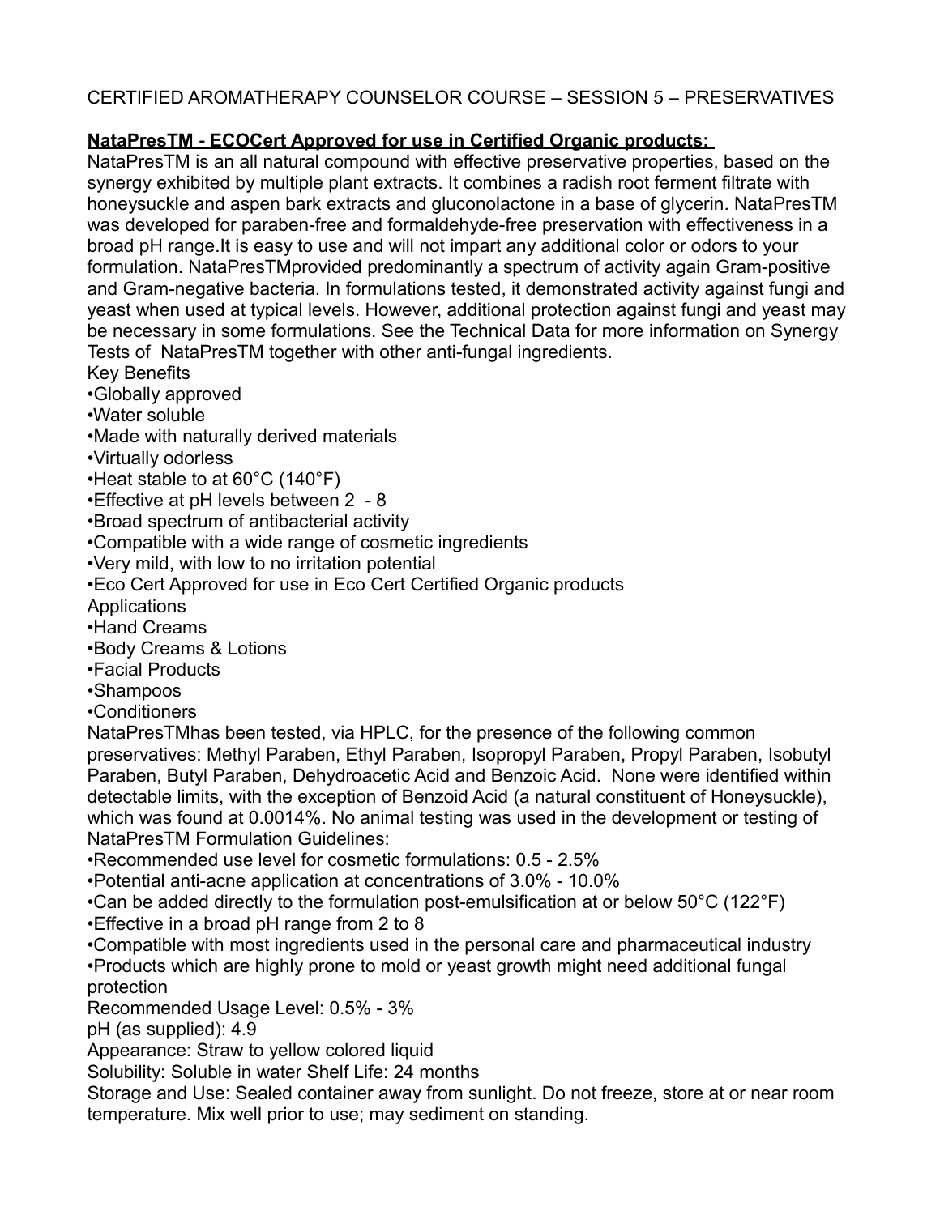CERTIFIED AROMATHERAPY COUNSELOR COURSE – SESSION 5 – PRESERVATIVES

**NataPresTM - ECOCert Approved for use in Certified Organic products:**

NataPresTM is an all natural compound with effective preservative properties, based on the synergy exhibited by multiple plant extracts. It combines a radish root ferment filtrate with honeysuckle and aspen bark extracts and gluconolactone in a base of glycerin. NataPresTM was developed for paraben-free and formaldehyde-free preservation with effectiveness in a broad pH range.It is easy to use and will not impart any additional color or odors to your formulation. NataPresTMprovided predominantly a spectrum of activity again Gram-positive and Gram-negative bacteria. In formulations tested, it demonstrated activity against fungi and yeast when used at typical levels. However, additional protection against fungi and yeast may be necessary in some formulations. See the Technical Data for more information on Synergy Tests of NataPresTM together with other anti-fungal ingredients.

Key Benefits

- Globally approved
- Water soluble
- Made with naturally derived materials
- Virtually odorless
- Heat stable to at 60°C (140°F)
- Effective at pH levels between 2 - 8
- Broad spectrum of antibacterial activity
- Compatible with a wide range of cosmetic ingredients
- Very mild, with low to no irritation potential
- Eco Cert Approved for use in Eco Cert Certified Organic products

Applications

- Hand Creams
- Body Creams & Lotions
- Facial Products
- Shampoos
- Conditioners

NataPresTMhas been tested, via HPLC, for the presence of the following common preservatives: Methyl Paraben, Ethyl Paraben, Isopropyl Paraben, Propyl Paraben, Isobutyl Paraben, Butyl Paraben, Dehydroacetic Acid and Benzoic Acid. None were identified within detectable limits, with the exception of Benzoid Acid (a natural constituent of Honeysuckle), which was found at 0.0014%. No animal testing was used in the development or testing of NataPresTM Formulation Guidelines:

- Recommended use level for cosmetic formulations: 0.5 - 2.5%
- Potential anti-acne application at concentrations of 3.0% - 10.0%
- Can be added directly to the formulation post-emulsification at or below 50°C (122°F)
- Effective in a broad pH range from 2 to 8
- Compatible with most ingredients used in the personal care and pharmaceutical industry
- Products which are highly prone to mold or yeast growth might need additional fungal protection

Recommended Usage Level: 0.5% - 3%

pH (as supplied): 4.9

Appearance: Straw to yellow colored liquid

Solubility: Soluble in water Shelf Life: 24 months

Storage and Use: Sealed container away from sunlight. Do not freeze, store at or near room temperature. Mix well prior to use; may sediment on standing.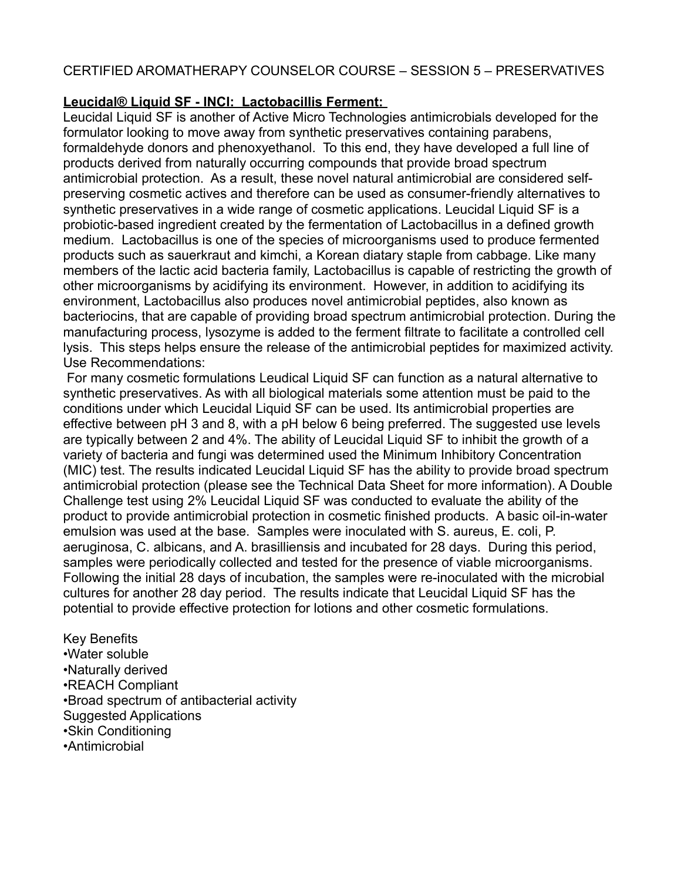CERTIFIED AROMATHERAPY COUNSELOR COURSE – SESSION 5 – PRESERVATIVES

**Leucidal® Liquid SF - INCI: Lactobacillis Ferment:**

Leucidal Liquid SF is another of Active Micro Technologies antimicrobials developed for the formulator looking to move away from synthetic preservatives containing parabens, formaldehyde donors and phenoxyethanol. To this end, they have developed a full line of products derived from naturally occurring compounds that provide broad spectrum antimicrobial protection. As a result, these novel natural antimicrobial are considered self-preserving cosmetic actives and therefore can be used as consumer-friendly alternatives to synthetic preservatives in a wide range of cosmetic applications. Leucidal Liquid SF is a probiotic-based ingredient created by the fermentation of Lactobacillus in a defined growth medium. Lactobacillus is one of the species of microorganisms used to produce fermented products such as sauerkraut and kimchi, a Korean diatary staple from cabbage. Like many members of the lactic acid bacteria family, Lactobacillus is capable of restricting the growth of other microorganisms by acidifying its environment. However, in addition to acidifying its environment, Lactobacillus also produces novel antimicrobial peptides, also known as bacteriocins, that are capable of providing broad spectrum antimicrobial protection. During the manufacturing process, lysozyme is added to the ferment filtrate to facilitate a controlled cell lysis. This steps helps ensure the release of the antimicrobial peptides for maximized activity.

Use Recommendations:

For many cosmetic formulations Leudical Liquid SF can function as a natural alternative to synthetic preservatives. As with all biological materials some attention must be paid to the conditions under which Leucidal Liquid SF can be used. Its antimicrobial properties are effective between pH 3 and 8, with a pH below 6 being preferred. The suggested use levels are typically between 2 and 4%. The ability of Leucidal Liquid SF to inhibit the growth of a variety of bacteria and fungi was determined used the Minimum Inhibitory Concentration (MIC) test. The results indicated Leucidal Liquid SF has the ability to provide broad spectrum antimicrobial protection (please see the Technical Data Sheet for more information). A Double Challenge test using 2% Leucidal Liquid SF was conducted to evaluate the ability of the product to provide antimicrobial protection in cosmetic finished products. A basic oil-in-water emulsion was used at the base. Samples were inoculated with S. aureus, E. coli, P. aeruginosa, C. albicans, and A. brasilliensis and incubated for 28 days. During this period, samples were periodically collected and tested for the presence of viable microorganisms. Following the initial 28 days of incubation, the samples were re-inoculated with the microbial cultures for another 28 day period. The results indicate that Leucidal Liquid SF has the potential to provide effective protection for lotions and other cosmetic formulations.

Key Benefits

- Water soluble
- Naturally derived
- REACH Compliant
- Broad spectrum of antibacterial activity

Suggested Applications

- Skin Conditioning
- Antimicrobial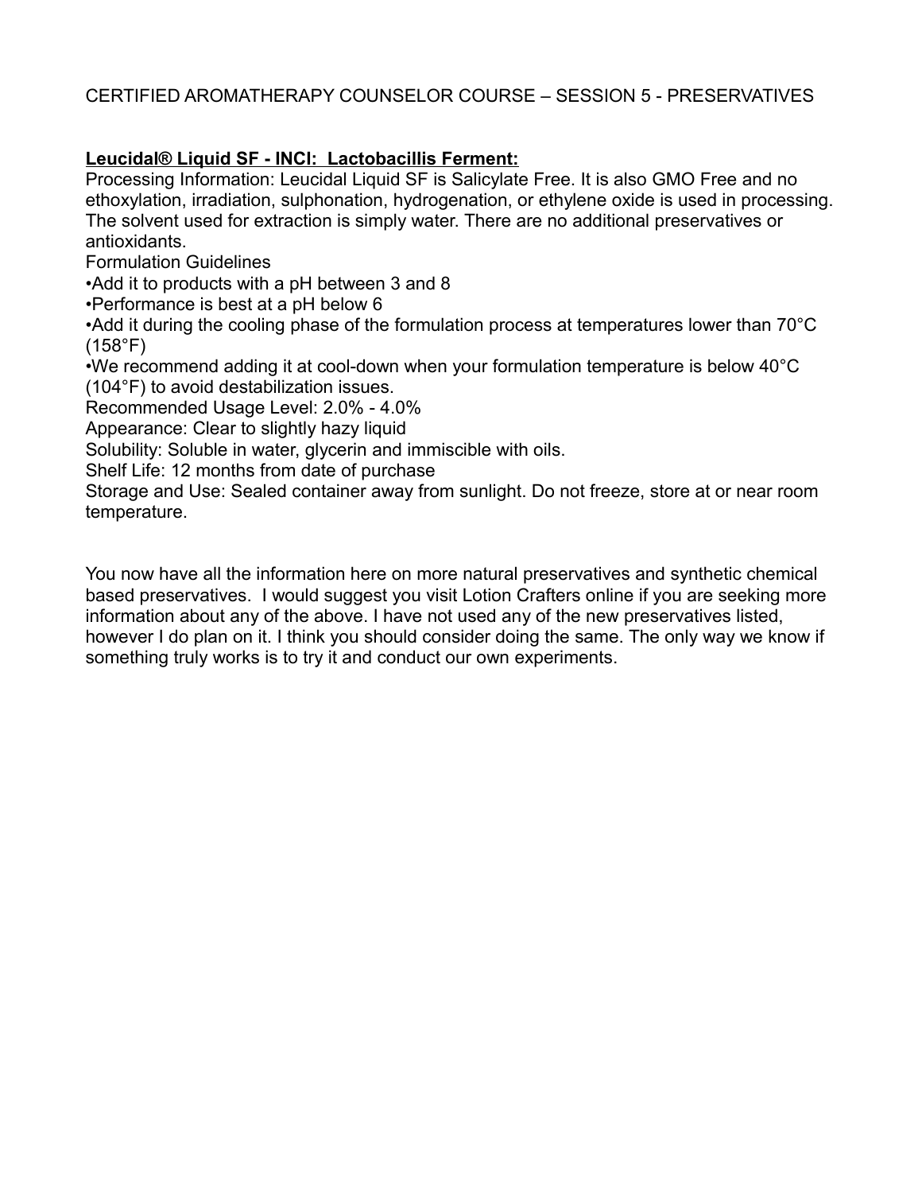CERTIFIED AROMATHERAPY COUNSELOR COURSE – SESSION 5 - PRESERVATIVES

**Leucidal® Liquid SF - INCI: Lactobacillis Ferment:**

Processing Information: Leucidal Liquid SF is Salicylate Free. It is also GMO Free and no ethoxylation, irradiation, sulphonation, hydrogenation, or ethylene oxide is used in processing. The solvent used for extraction is simply water. There are no additional preservatives or antioxidants.

Formulation Guidelines

- Add it to products with a pH between 3 and 8
- Performance is best at a pH below 6
- Add it during the cooling phase of the formulation process at temperatures lower than 70°C (158°F)
- We recommend adding it at cool-down when your formulation temperature is below 40°C (104°F) to avoid destabilization issues.

Recommended Usage Level: 2.0% - 4.0%

Appearance: Clear to slightly hazy liquid

Solubility: Soluble in water, glycerin and immiscible with oils.

Shelf Life: 12 months from date of purchase

Storage and Use: Sealed container away from sunlight. Do not freeze, store at or near room temperature.

You now have all the information here on more natural preservatives and synthetic chemical based preservatives. I would suggest you visit Lotion Crafters online if you are seeking more information about any of the above. I have not used any of the new preservatives listed, however I do plan on it. I think you should consider doing the same. The only way we know if something truly works is to try it and conduct our own experiments.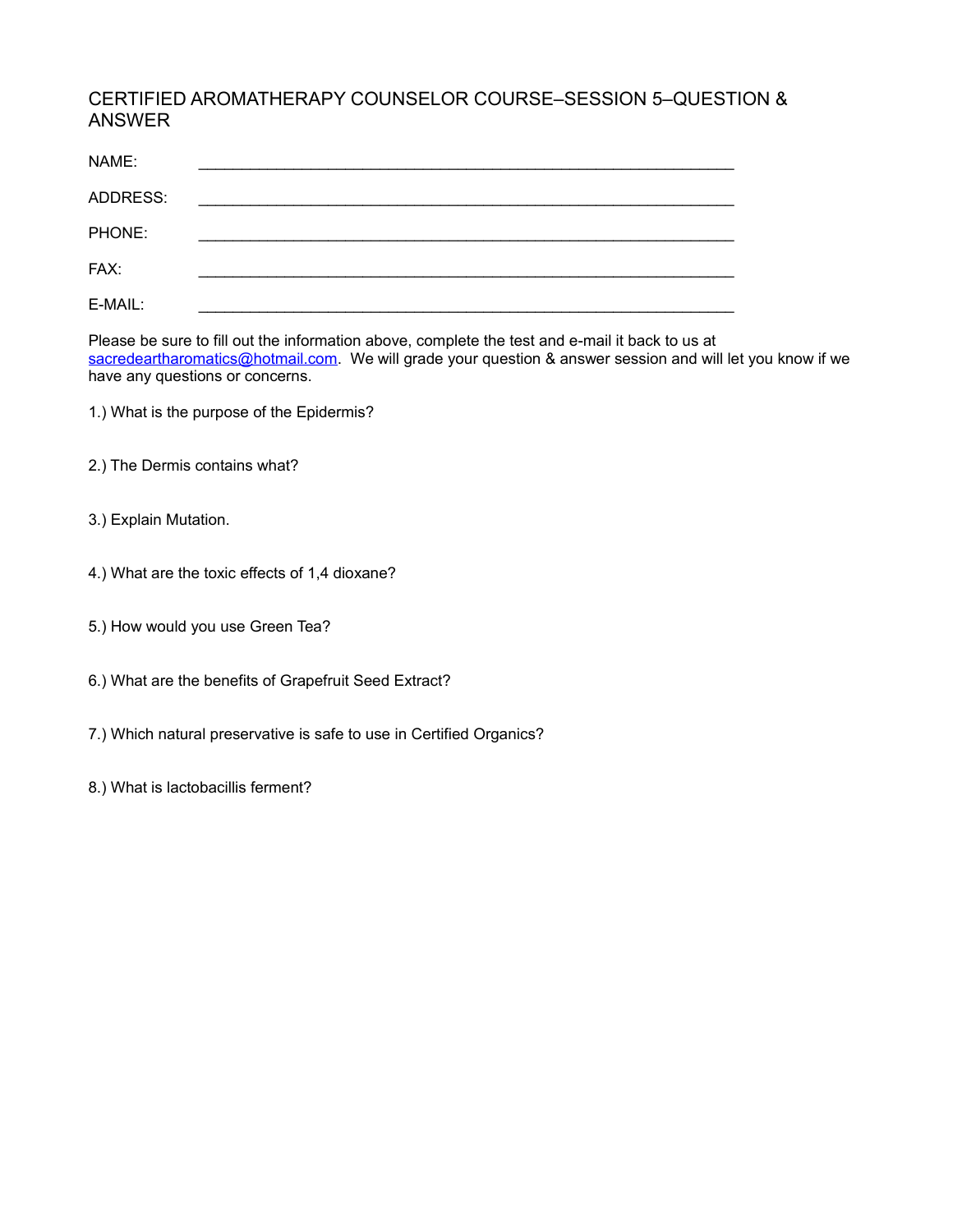# CERTIFIED AROMATHERAPY COUNSELOR COURSE–SESSION 5–QUESTION & ANSWER

NAME: ____________________________________________________________

ADDRESS: ____________________________________________________________

PHONE: ____________________________________________________________

FAX: ____________________________________________________________

E-MAIL: ____________________________________________________________

Please be sure to fill out the information above, complete the test and e-mail it back to us at sacredeartharomatics@hotmail.com. We will grade your question & answer session and will let you know if we have any questions or concerns.

1.) What is the purpose of the Epidermis?

2.) The Dermis contains what?

3.) Explain Mutation.

4.) What are the toxic effects of 1,4 dioxane?

5.) How would you use Green Tea?

6.) What are the benefits of Grapefruit Seed Extract?

7.) Which natural preservative is safe to use in Certified Organics?

8.) What is lactobacillis ferment?